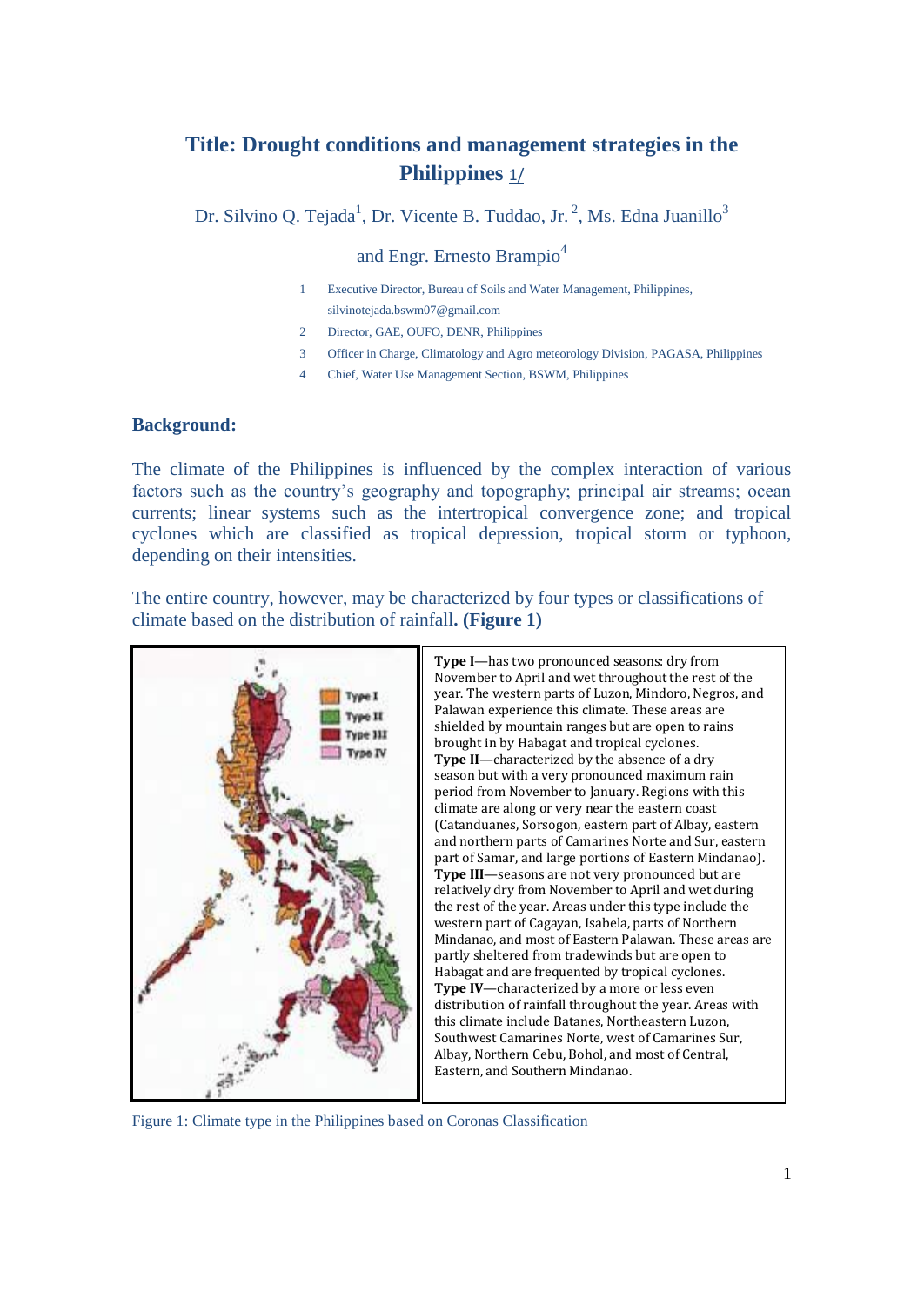# Title: Drownt conditions and management strategies in the Philippines 1/

# Title: Drought conditions and management strategies in the Philippines 1/

Dr. Silvino Q. Tejada[1], Dr. Vicente B. Tuddao, Jr. [2], Ms. Edna Juanillo[3] and Engr. Ernesto Brampio[4]

1. Executive Director, Bureau of Soils and Water Management, Philippines, silvinotejada.bswm07@gmail.com
2. Director, GAE, OUFO, DENR, Philippines
3. Officer in Charge, Climatology and Agro meteorology Division, PAGASA, Philippines
4. Chief, Water Use Management Section, BSWM, Philippines

## Background:

The climate of the Philippines is influenced by the complex interaction of various factors such as the country's geography and topography; principal air streams; ocean currents; linear systems such as the intertropical convergence zone; and tropical cyclones which are classified as tropical depression, tropical storm or typhoon, depending on their intensities.

The entire country, however, may be characterized by four types or classifications of climate based on the distribution of rainfall**. (Figure 1)**

Type I
Type II
Type III
Type IV

**Type I**—has two pronounced seasons: dry from November to April and wet throughout the rest of the year. The western parts of Luzon, Mindoro, Negros, and Palawan experience this climate. These areas are shielded by mountain ranges but are open to rains brought in by Habagat and tropical cyclones.

**Type II**—characterized by the absence of a dry season but with a very pronounced maximum rain period from November to January. Regions with this climate are along or very near the eastern coast (Catanduanes, Sorsogon, eastern part of Albay, eastern and northern parts of Camarines Norte and Sur, eastern part of Samar, and large portions of Eastern Mindanao).

**Type III**—seasons are not very pronounced but are relatively dry from November to April and wet during the rest of the year. Areas under this type include the western part of Cagayan, Isabela, parts of Northern Mindanao, and most of Eastern Palawan. These areas are partly sheltered from tradewinds but are open to Habagat and are frequented by tropical cyclones.

**Type IV**—characterized by a more or less even distribution of rainfall throughout the year. Areas with this climate include Batanes, Northeastern Luzon, Southwest Camarines Norte, west of Camarines Sur, Albay, Northern Cebu, Bohol, and most of Central, Eastern, and Southern Mindanao.

Figure 1: Climate type in the Philippines based on Coronas Classification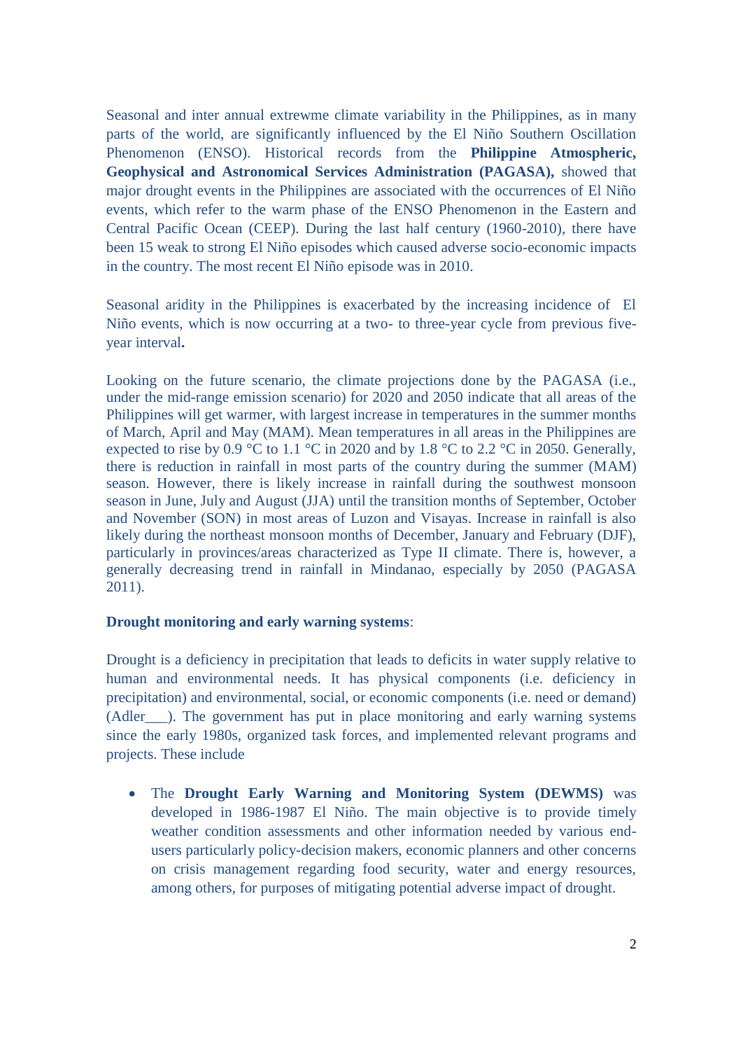Seasonal and inter annual extrewme climate variability in the Philippines, as in many parts of the world, are significantly influenced by the El Niño Southern Oscillation Phenomenon (ENSO). Historical records from the **Philippine Atmospheric, Geophysical and Astronomical Services Administration (PAGASA),** showed that major drought events in the Philippines are associated with the occurrences of El Niño events, which refer to the warm phase of the ENSO Phenomenon in the Eastern and Central Pacific Ocean (CEEP). During the last half century (1960-2010), there have been 15 weak to strong El Niño episodes which caused adverse socio-economic impacts in the country. The most recent El Niño episode was in 2010.

Seasonal aridity in the Philippines is exacerbated by the increasing incidence of El Niño events, which is now occurring at a two- to three-year cycle from previous five-year interval**.**

Looking on the future scenario, the climate projections done by the PAGASA (i.e., under the mid-range emission scenario) for 2020 and 2050 indicate that all areas of the Philippines will get warmer, with largest increase in temperatures in the summer months of March, April and May (MAM). Mean temperatures in all areas in the Philippines are expected to rise by 0.9 °C to 1.1 °C in 2020 and by 1.8 °C to 2.2 °C in 2050. Generally, there is reduction in rainfall in most parts of the country during the summer (MAM) season. However, there is likely increase in rainfall during the southwest monsoon season in June, July and August (JJA) until the transition months of September, October and November (SON) in most areas of Luzon and Visayas. Increase in rainfall is also likely during the northeast monsoon months of December, January and February (DJF), particularly in provinces/areas characterized as Type II climate. There is, however, a generally decreasing trend in rainfall in Mindanao, especially by 2050 (PAGASA 2011).

**Drought monitoring and early warning systems**:

Drought is a deficiency in precipitation that leads to deficits in water supply relative to human and environmental needs. It has physical components (i.e. deficiency in precipitation) and environmental, social, or economic components (i.e. need or demand) (Adler___). The government has put in place monitoring and early warning systems since the early 1980s, organized task forces, and implemented relevant programs and projects. These include

- The **Drought Early Warning and Monitoring System (DEWMS)** was developed in 1986-1987 El Niño. The main objective is to provide timely weather condition assessments and other information needed by various end-users particularly policy-decision makers, economic planners and other concerns on crisis management regarding food security, water and energy resources, among others, for purposes of mitigating potential adverse impact of drought.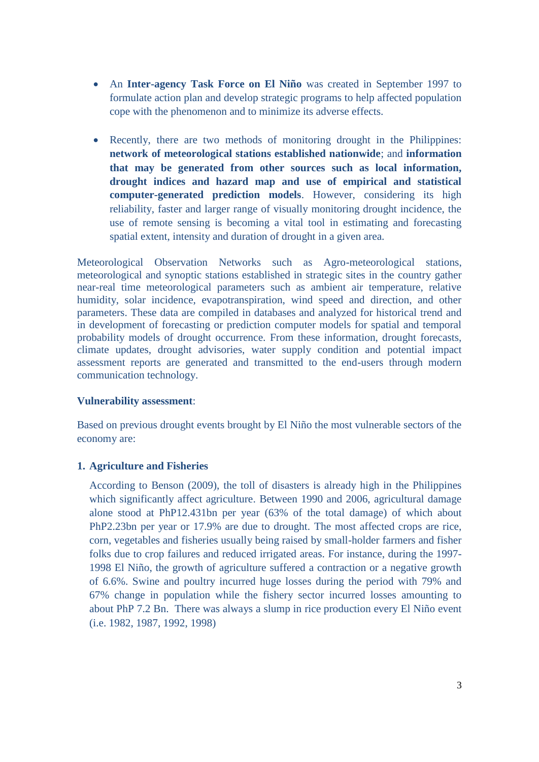- An **Inter-agency Task Force on El Niño** was created in September 1997 to formulate action plan and develop strategic programs to help affected population cope with the phenomenon and to minimize its adverse effects.

- Recently, there are two methods of monitoring drought in the Philippines: **network of meteorological stations established nationwide**; and **information that may be generated from other sources such as local information, drought indices and hazard map and use of empirical and statistical computer-generated prediction models**. However, considering its high reliability, faster and larger range of visually monitoring drought incidence, the use of remote sensing is becoming a vital tool in estimating and forecasting spatial extent, intensity and duration of drought in a given area.

Meteorological Observation Networks such as Agro-meteorological stations, meteorological and synoptic stations established in strategic sites in the country gather near-real time meteorological parameters such as ambient air temperature, relative humidity, solar incidence, evapotranspiration, wind speed and direction, and other parameters. These data are compiled in databases and analyzed for historical trend and in development of forecasting or prediction computer models for spatial and temporal probability models of drought occurrence. From these information, drought forecasts, climate updates, drought advisories, water supply condition and potential impact assessment reports are generated and transmitted to the end-users through modern communication technology.

**Vulnerability assessment**:

Based on previous drought events brought by El Niño the most vulnerable sectors of the economy are:

**1. Agriculture and Fisheries**

According to Benson (2009), the toll of disasters is already high in the Philippines which significantly affect agriculture. Between 1990 and 2006, agricultural damage alone stood at PhP12.431bn per year (63% of the total damage) of which about PhP2.23bn per year or 17.9% are due to drought. The most affected crops are rice, corn, vegetables and fisheries usually being raised by small-holder farmers and fisher folks due to crop failures and reduced irrigated areas. For instance, during the 1997-1998 El Niño, the growth of agriculture suffered a contraction or a negative growth of 6.6%. Swine and poultry incurred huge losses during the period with 79% and 67% change in population while the fishery sector incurred losses amounting to about PhP 7.2 Bn. There was always a slump in rice production every El Niño event (i.e. 1982, 1987, 1992, 1998)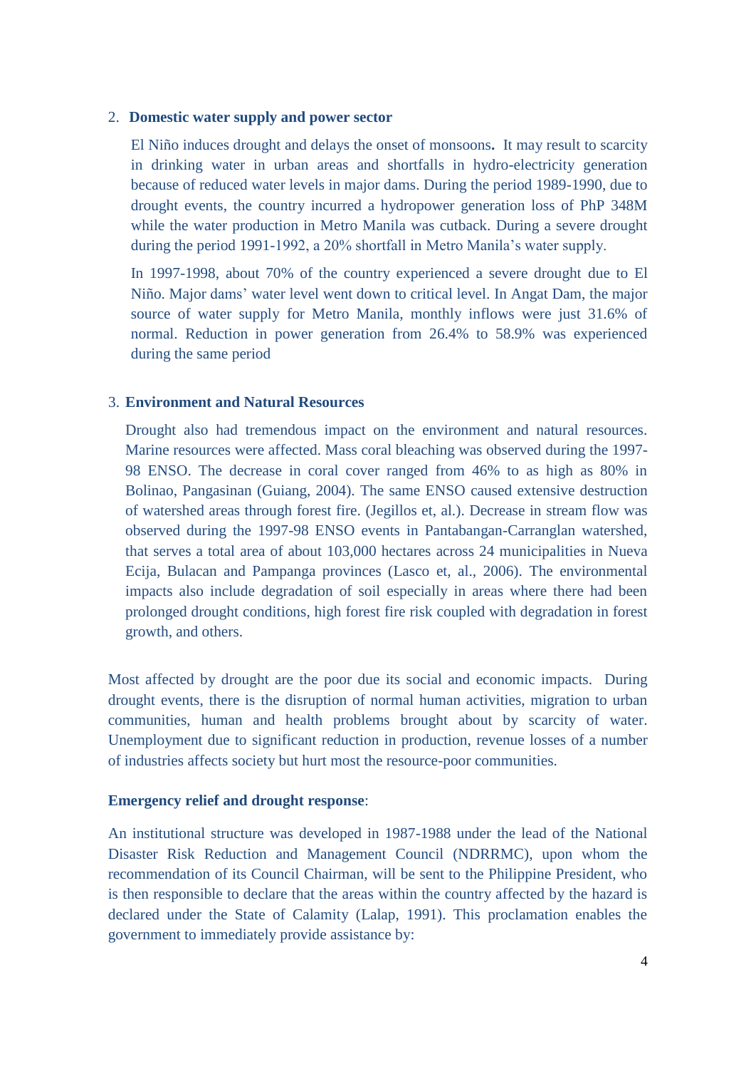2. **Domestic water supply and power sector**

   El Niño induces drought and delays the onset of monsoons**.** It may result to scarcity in drinking water in urban areas and shortfalls in hydro-electricity generation because of reduced water levels in major dams. During the period 1989-1990, due to drought events, the country incurred a hydropower generation loss of PhP 348M while the water production in Metro Manila was cutback. During a severe drought during the period 1991-1992, a 20% shortfall in Metro Manila's water supply.

   In 1997-1998, about 70% of the country experienced a severe drought due to El Niño. Major dams' water level went down to critical level. In Angat Dam, the major source of water supply for Metro Manila, monthly inflows were just 31.6% of normal. Reduction in power generation from 26.4% to 58.9% was experienced during the same period

3. **Environment and Natural Resources**

   Drought also had tremendous impact on the environment and natural resources. Marine resources were affected. Mass coral bleaching was observed during the 1997-98 ENSO. The decrease in coral cover ranged from 46% to as high as 80% in Bolinao, Pangasinan (Guiang, 2004). The same ENSO caused extensive destruction of watershed areas through forest fire. (Jegillos et, al.). Decrease in stream flow was observed during the 1997-98 ENSO events in Pantabangan-Carranglan watershed, that serves a total area of about 103,000 hectares across 24 municipalities in Nueva Ecija, Bulacan and Pampanga provinces (Lasco et, al., 2006). The environmental impacts also include degradation of soil especially in areas where there had been prolonged drought conditions, high forest fire risk coupled with degradation in forest growth, and others.

Most affected by drought are the poor due its social and economic impacts. During drought events, there is the disruption of normal human activities, migration to urban communities, human and health problems brought about by scarcity of water. Unemployment due to significant reduction in production, revenue losses of a number of industries affects society but hurt most the resource-poor communities.

**Emergency relief and drought response**:

An institutional structure was developed in 1987-1988 under the lead of the National Disaster Risk Reduction and Management Council (NDRRMC), upon whom the recommendation of its Council Chairman, will be sent to the Philippine President, who is then responsible to declare that the areas within the country affected by the hazard is declared under the State of Calamity (Lalap, 1991). This proclamation enables the government to immediately provide assistance by: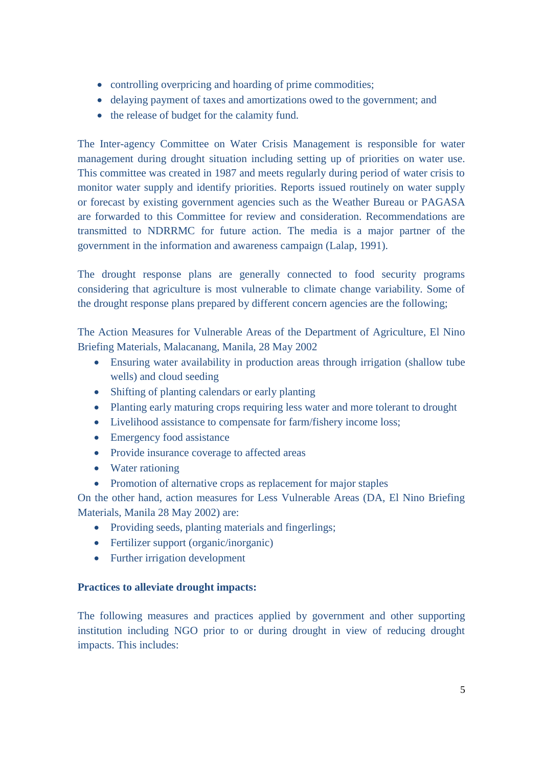- controlling overpricing and hoarding of prime commodities;
- delaying payment of taxes and amortizations owed to the government; and
- the release of budget for the calamity fund.

The Inter-agency Committee on Water Crisis Management is responsible for water management during drought situation including setting up of priorities on water use. This committee was created in 1987 and meets regularly during period of water crisis to monitor water supply and identify priorities. Reports issued routinely on water supply or forecast by existing government agencies such as the Weather Bureau or PAGASA are forwarded to this Committee for review and consideration. Recommendations are transmitted to NDRRMC for future action. The media is a major partner of the government in the information and awareness campaign (Lalap, 1991).

The drought response plans are generally connected to food security programs considering that agriculture is most vulnerable to climate change variability. Some of the drought response plans prepared by different concern agencies are the following;

The Action Measures for Vulnerable Areas of the Department of Agriculture, El Nino Briefing Materials, Malacanang, Manila, 28 May 2002

- Ensuring water availability in production areas through irrigation (shallow tube wells) and cloud seeding
- Shifting of planting calendars or early planting
- Planting early maturing crops requiring less water and more tolerant to drought
- Livelihood assistance to compensate for farm/fishery income loss;
- Emergency food assistance
- Provide insurance coverage to affected areas
- Water rationing
- Promotion of alternative crops as replacement for major staples

On the other hand, action measures for Less Vulnerable Areas (DA, El Nino Briefing Materials, Manila 28 May 2002) are:

- Providing seeds, planting materials and fingerlings;
- Fertilizer support (organic/inorganic)
- Further irrigation development

**Practices to alleviate drought impacts:**

The following measures and practices applied by government and other supporting institution including NGO prior to or during drought in view of reducing drought impacts. This includes: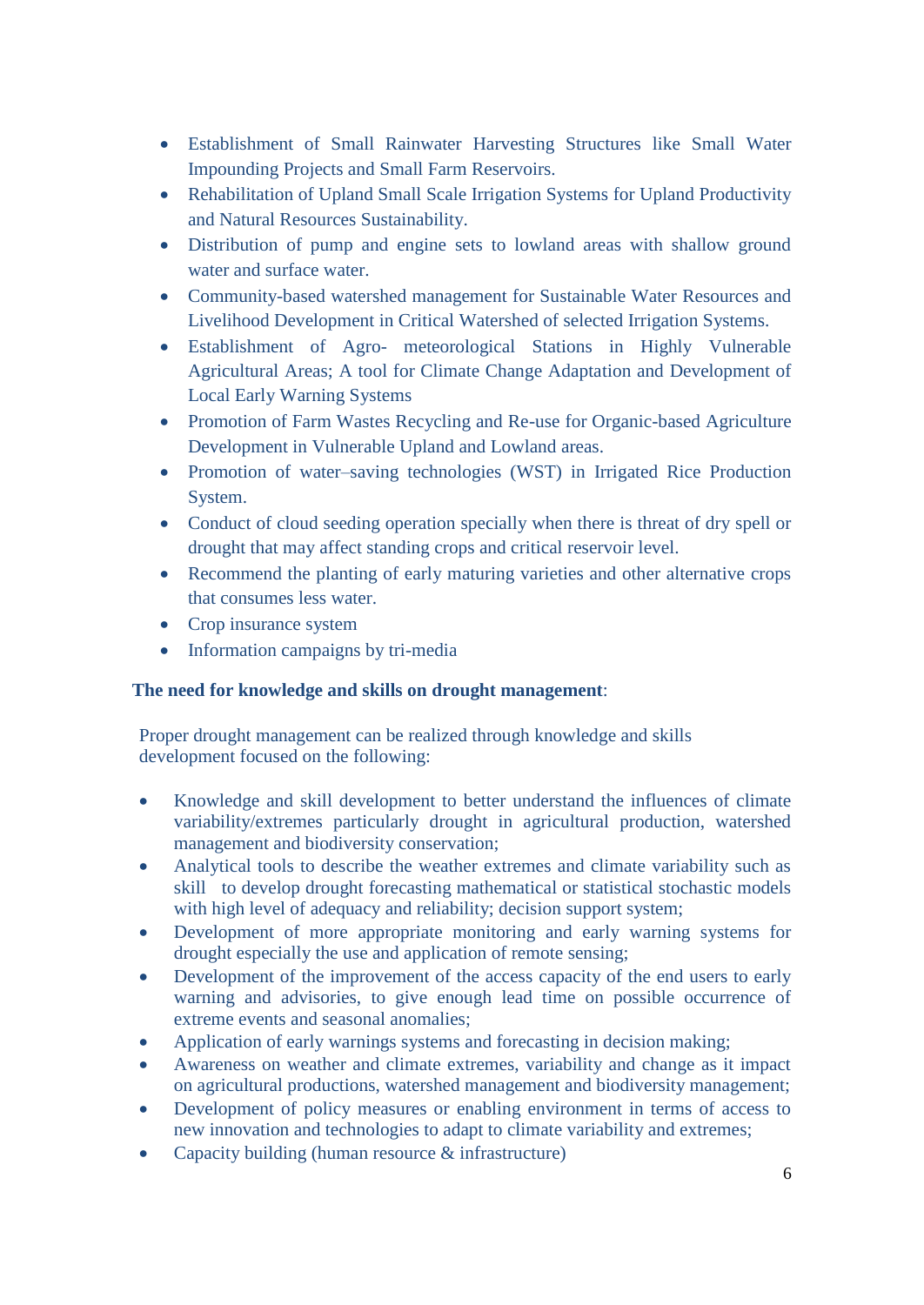- Establishment of Small Rainwater Harvesting Structures like Small Water Impounding Projects and Small Farm Reservoirs.
- Rehabilitation of Upland Small Scale Irrigation Systems for Upland Productivity and Natural Resources Sustainability.
- Distribution of pump and engine sets to lowland areas with shallow ground water and surface water.
- Community-based watershed management for Sustainable Water Resources and Livelihood Development in Critical Watershed of selected Irrigation Systems.
- Establishment of Agro- meteorological Stations in Highly Vulnerable Agricultural Areas; A tool for Climate Change Adaptation and Development of Local Early Warning Systems
- Promotion of Farm Wastes Recycling and Re-use for Organic-based Agriculture Development in Vulnerable Upland and Lowland areas.
- Promotion of water–saving technologies (WST) in Irrigated Rice Production System.
- Conduct of cloud seeding operation specially when there is threat of dry spell or drought that may affect standing crops and critical reservoir level.
- Recommend the planting of early maturing varieties and other alternative crops that consumes less water.
- Crop insurance system
- Information campaigns by tri-media

**The need for knowledge and skills on drought management**:

Proper drought management can be realized through knowledge and skills development focused on the following:

- Knowledge and skill development to better understand the influences of climate variability/extremes particularly drought in agricultural production, watershed management and biodiversity conservation;
- Analytical tools to describe the weather extremes and climate variability such as skill to develop drought forecasting mathematical or statistical stochastic models with high level of adequacy and reliability; decision support system;
- Development of more appropriate monitoring and early warning systems for drought especially the use and application of remote sensing;
- Development of the improvement of the access capacity of the end users to early warning and advisories, to give enough lead time on possible occurrence of extreme events and seasonal anomalies;
- Application of early warnings systems and forecasting in decision making;
- Awareness on weather and climate extremes, variability and change as it impact on agricultural productions, watershed management and biodiversity management;
- Development of policy measures or enabling environment in terms of access to new innovation and technologies to adapt to climate variability and extremes;
- Capacity building (human resource & infrastructure)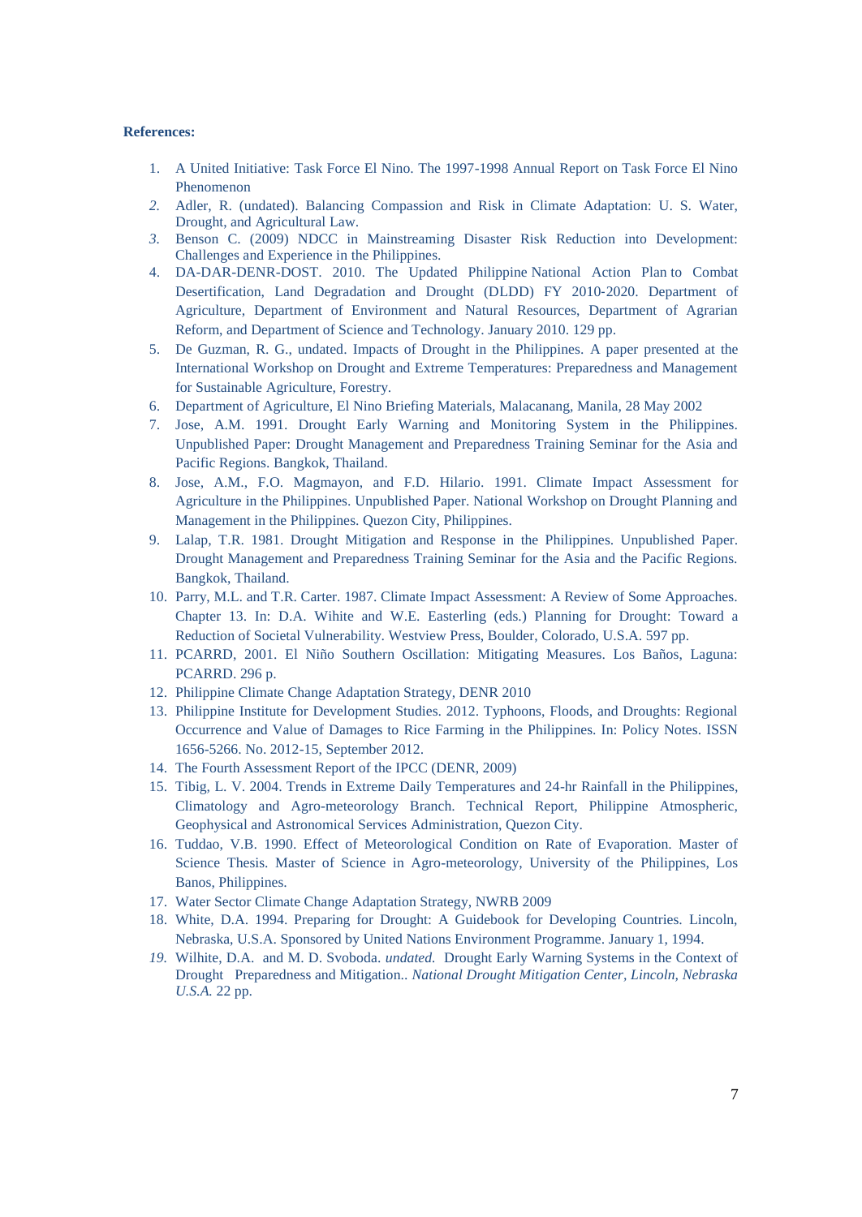**References:**

1. A United Initiative: Task Force El Nino. The 1997-1998 Annual Report on Task Force El Nino Phenomenon
2. Adler, R. (undated). Balancing Compassion and Risk in Climate Adaptation: U. S. Water, Drought, and Agricultural Law.
3. Benson C. (2009) NDCC in Mainstreaming Disaster Risk Reduction into Development: Challenges and Experience in the Philippines.
4. DA-DAR-DENR-DOST. 2010. The Updated Philippine National Action Plan to Combat Desertification, Land Degradation and Drought (DLDD) FY 2010-2020. Department of Agriculture, Department of Environment and Natural Resources, Department of Agrarian Reform, and Department of Science and Technology. January 2010. 129 pp.
5. De Guzman, R. G., undated. Impacts of Drought in the Philippines. A paper presented at the International Workshop on Drought and Extreme Temperatures: Preparedness and Management for Sustainable Agriculture, Forestry.
6. Department of Agriculture, El Nino Briefing Materials, Malacanang, Manila, 28 May 2002
7. Jose, A.M. 1991. Drought Early Warning and Monitoring System in the Philippines. Unpublished Paper: Drought Management and Preparedness Training Seminar for the Asia and Pacific Regions. Bangkok, Thailand.
8. Jose, A.M., F.O. Magmayon, and F.D. Hilario. 1991. Climate Impact Assessment for Agriculture in the Philippines. Unpublished Paper. National Workshop on Drought Planning and Management in the Philippines. Quezon City, Philippines.
9. Lalap, T.R. 1981. Drought Mitigation and Response in the Philippines. Unpublished Paper. Drought Management and Preparedness Training Seminar for the Asia and the Pacific Regions. Bangkok, Thailand.
10. Parry, M.L. and T.R. Carter. 1987. Climate Impact Assessment: A Review of Some Approaches. Chapter 13. In: D.A. Wihite and W.E. Easterling (eds.) Planning for Drought: Toward a Reduction of Societal Vulnerability. Westview Press, Boulder, Colorado, U.S.A. 597 pp.
11. PCARRD, 2001. El Niño Southern Oscillation: Mitigating Measures. Los Baños, Laguna: PCARRD. 296 p.
12. Philippine Climate Change Adaptation Strategy, DENR 2010
13. Philippine Institute for Development Studies. 2012. Typhoons, Floods, and Droughts: Regional Occurrence and Value of Damages to Rice Farming in the Philippines. In: Policy Notes. ISSN 1656-5266. No. 2012-15, September 2012.
14. The Fourth Assessment Report of the IPCC (DENR, 2009)
15. Tibig, L. V. 2004. Trends in Extreme Daily Temperatures and 24-hr Rainfall in the Philippines, Climatology and Agro-meteorology Branch. Technical Report, Philippine Atmospheric, Geophysical and Astronomical Services Administration, Quezon City.
16. Tuddao, V.B. 1990. Effect of Meteorological Condition on Rate of Evaporation. Master of Science Thesis. Master of Science in Agro-meteorology, University of the Philippines, Los Banos, Philippines.
17. Water Sector Climate Change Adaptation Strategy, NWRB 2009
18. White, D.A. 1994. Preparing for Drought: A Guidebook for Developing Countries. Lincoln, Nebraska, U.S.A. Sponsored by United Nations Environment Programme. January 1, 1994.
19. Wilhite, D.A. and M. D. Svoboda. *undated.* Drought Early Warning Systems in the Context of Drought Preparedness and Mitigation.. *National Drought Mitigation Center, Lincoln, Nebraska U.S.A.* 22 pp.